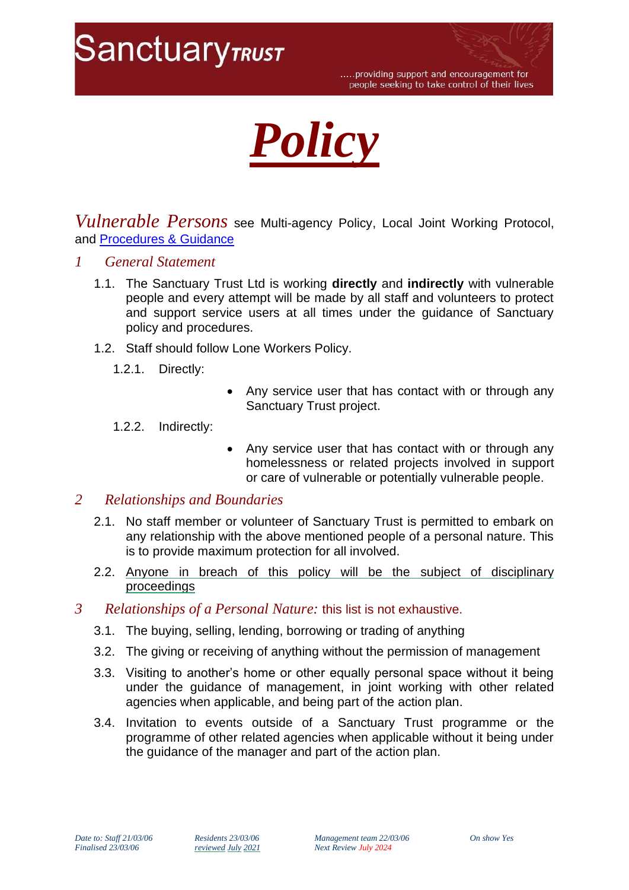# Sanctuary TRUST

.....providing support and encouragement for people seeking to take control of their lives

# *Policy*

## *Vulnerable Persons* see Multi-agency Policy, Local Joint Working Protocol, and Procedures & Guidance

### *1 General Statement*

1.1. The Sanctuary Trust Ltd is working **directly** and **indirectly** with vulnerable people and every attempt will be made by all staff and volunteers to protect and support service users at all times under the guidance of Sanctuary policy and procedures.

1.2. Staff should follow Lone Workers Policy.

1.2.1. Directly:

- Any service user that has contact with or through any Sanctuary Trust project.

1.2.2. Indirectly:

- Any service user that has contact with or through any homelessness or related projects involved in support or care of vulnerable or potentially vulnerable people.

### *2 Relationships and Boundaries*

2.1. No staff member or volunteer of Sanctuary Trust is permitted to embark on any relationship with the above mentioned people of a personal nature. This is to provide maximum protection for all involved.

2.2. Anyone in breach of this policy will be the subject of disciplinary proceedings

### *3 Relationships of a Personal Nature:* this list is not exhaustive.

3.1. The buying, selling, lending, borrowing or trading of anything

3.2. The giving or receiving of anything without the permission of management

3.3. Visiting to another's home or other equally personal space without it being under the guidance of management, in joint working with other related agencies when applicable, and being part of the action plan.

3.4. Invitation to events outside of a Sanctuary Trust programme or the programme of other related agencies when applicable without it being under the guidance of the manager and part of the action plan.

*Date to: Staff 21/03/06 | Residents 23/03/06 | Management team 22/03/06 | On show Yes*
*Finalised 23/03/06 | reviewed July 2021 | Next Review July 2024*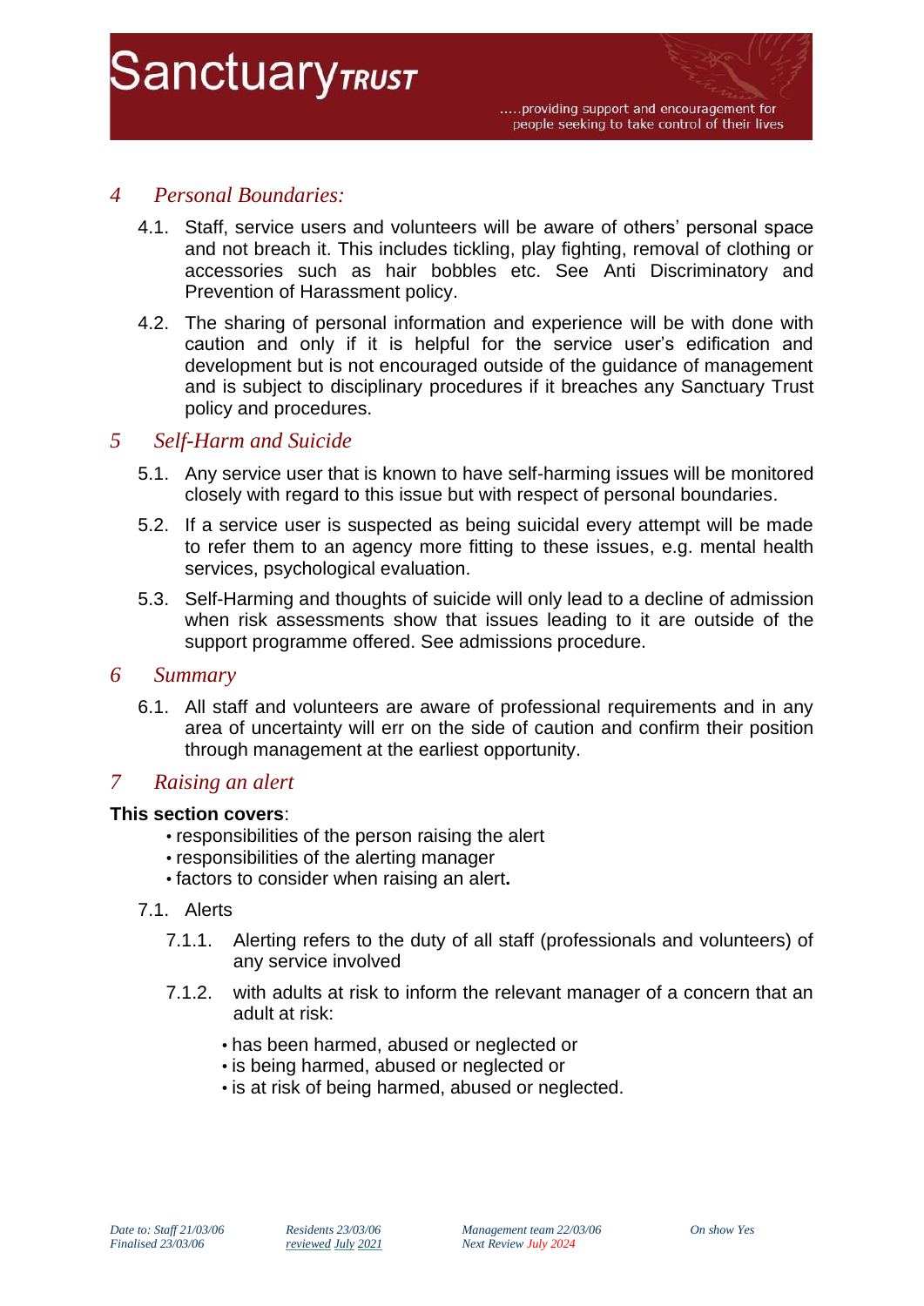## 4 *Personal Boundaries:*

4.1. Staff, service users and volunteers will be aware of others' personal space and not breach it. This includes tickling, play fighting, removal of clothing or accessories such as hair bobbles etc. See Anti Discriminatory and Prevention of Harassment policy.

4.2. The sharing of personal information and experience will be with done with caution and only if it is helpful for the service user's edification and development but is not encouraged outside of the guidance of management and is subject to disciplinary procedures if it breaches any Sanctuary Trust policy and procedures.

## 5 *Self-Harm and Suicide*

5.1. Any service user that is known to have self-harming issues will be monitored closely with regard to this issue but with respect of personal boundaries.

5.2. If a service user is suspected as being suicidal every attempt will be made to refer them to an agency more fitting to these issues, e.g. mental health services, psychological evaluation.

5.3. Self-Harming and thoughts of suicide will only lead to a decline of admission when risk assessments show that issues leading to it are outside of the support programme offered. See admissions procedure.

## 6 *Summary*

6.1. All staff and volunteers are aware of professional requirements and in any area of uncertainty will err on the side of caution and confirm their position through management at the earliest opportunity.

## 7 *Raising an alert*

**This section covers**:

- responsibilities of the person raising the alert
- responsibilities of the alerting manager
- factors to consider when raising an alert**.**

7.1. Alerts

7.1.1. Alerting refers to the duty of all staff (professionals and volunteers) of any service involved

7.1.2. with adults at risk to inform the relevant manager of a concern that an adult at risk:

- has been harmed, abused or neglected or
- is being harmed, abused or neglected or
- is at risk of being harmed, abused or neglected.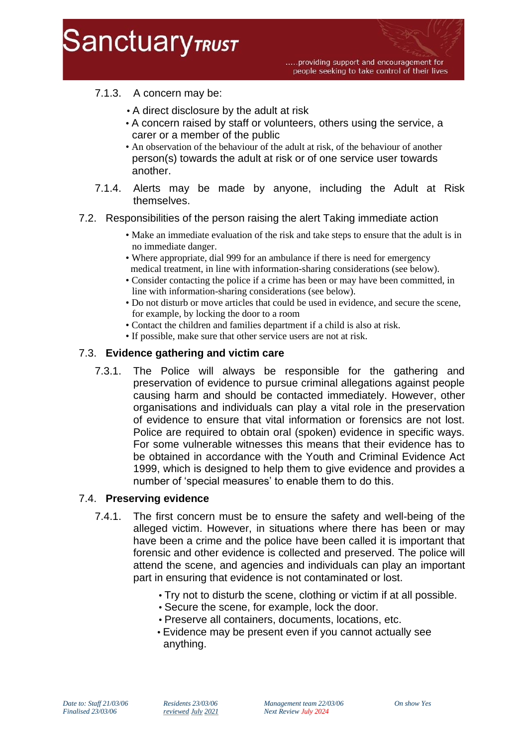7.1.3. A concern may be:

- A direct disclosure by the adult at risk
- A concern raised by staff or volunteers, others using the service, a carer or a member of the public
- An observation of the behaviour of the adult at risk, of the behaviour of another person(s) towards the adult at risk or of one service user towards another.

7.1.4. Alerts may be made by anyone, including the Adult at Risk themselves.

7.2. Responsibilities of the person raising the alert Taking immediate action

- Make an immediate evaluation of the risk and take steps to ensure that the adult is in no immediate danger.
- Where appropriate, dial 999 for an ambulance if there is need for emergency medical treatment, in line with information-sharing considerations (see below).
- Consider contacting the police if a crime has been or may have been committed, in line with information-sharing considerations (see below).
- Do not disturb or move articles that could be used in evidence, and secure the scene, for example, by locking the door to a room
- Contact the children and families department if a child is also at risk.
- If possible, make sure that other service users are not at risk.

## 7.3. **Evidence gathering and victim care**

7.3.1. The Police will always be responsible for the gathering and preservation of evidence to pursue criminal allegations against people causing harm and should be contacted immediately. However, other organisations and individuals can play a vital role in the preservation of evidence to ensure that vital information or forensics are not lost. Police are required to obtain oral (spoken) evidence in specific ways. For some vulnerable witnesses this means that their evidence has to be obtained in accordance with the Youth and Criminal Evidence Act 1999, which is designed to help them to give evidence and provides a number of 'special measures' to enable them to do this.

## 7.4. **Preserving evidence**

7.4.1. The first concern must be to ensure the safety and well-being of the alleged victim. However, in situations where there has been or may have been a crime and the police have been called it is important that forensic and other evidence is collected and preserved. The police will attend the scene, and agencies and individuals can play an important part in ensuring that evidence is not contaminated or lost.

- Try not to disturb the scene, clothing or victim if at all possible.
- Secure the scene, for example, lock the door.
- Preserve all containers, documents, locations, etc.
- Evidence may be present even if you cannot actually see anything.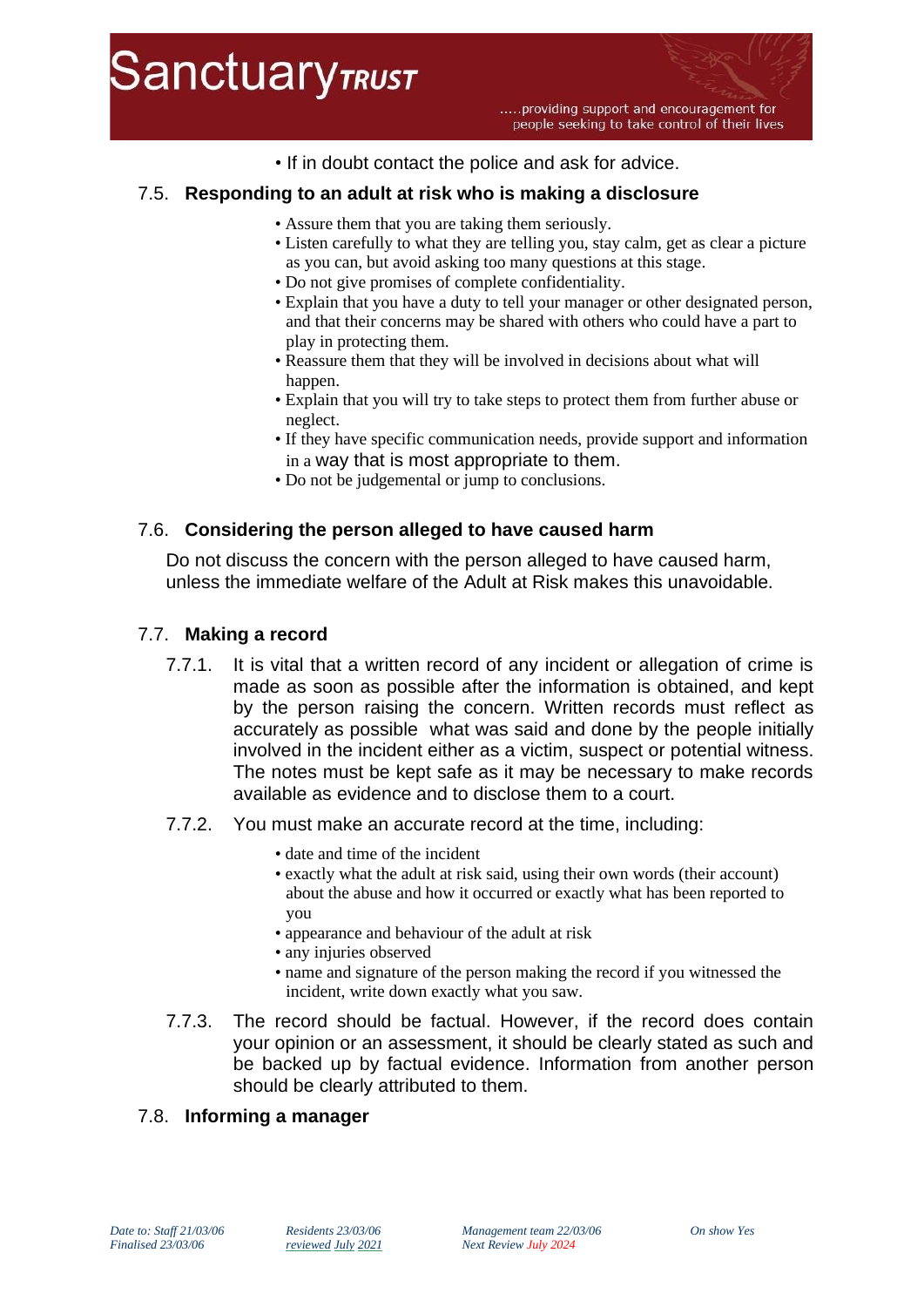- If in doubt contact the police and ask for advice.

## 7.5. Responding to an adult at risk who is making a disclosure

- Assure them that you are taking them seriously.
- Listen carefully to what they are telling you, stay calm, get as clear a picture as you can, but avoid asking too many questions at this stage.
- Do not give promises of complete confidentiality.
- Explain that you have a duty to tell your manager or other designated person, and that their concerns may be shared with others who could have a part to play in protecting them.
- Reassure them that they will be involved in decisions about what will happen.
- Explain that you will try to take steps to protect them from further abuse or neglect.
- If they have specific communication needs, provide support and information in a way that is most appropriate to them.
- Do not be judgemental or jump to conclusions.

## 7.6. Considering the person alleged to have caused harm

Do not discuss the concern with the person alleged to have caused harm, unless the immediate welfare of the Adult at Risk makes this unavoidable.

## 7.7. Making a record

7.7.1. It is vital that a written record of any incident or allegation of crime is made as soon as possible after the information is obtained, and kept by the person raising the concern. Written records must reflect as accurately as possible what was said and done by the people initially involved in the incident either as a victim, suspect or potential witness. The notes must be kept safe as it may be necessary to make records available as evidence and to disclose them to a court.

7.7.2. You must make an accurate record at the time, including:

- date and time of the incident
- exactly what the adult at risk said, using their own words (their account) about the abuse and how it occurred or exactly what has been reported to you
- appearance and behaviour of the adult at risk
- any injuries observed
- name and signature of the person making the record if you witnessed the incident, write down exactly what you saw.

7.7.3. The record should be factual. However, if the record does contain your opinion or an assessment, it should be clearly stated as such and be backed up by factual evidence. Information from another person should be clearly attributed to them.

## 7.8. Informing a manager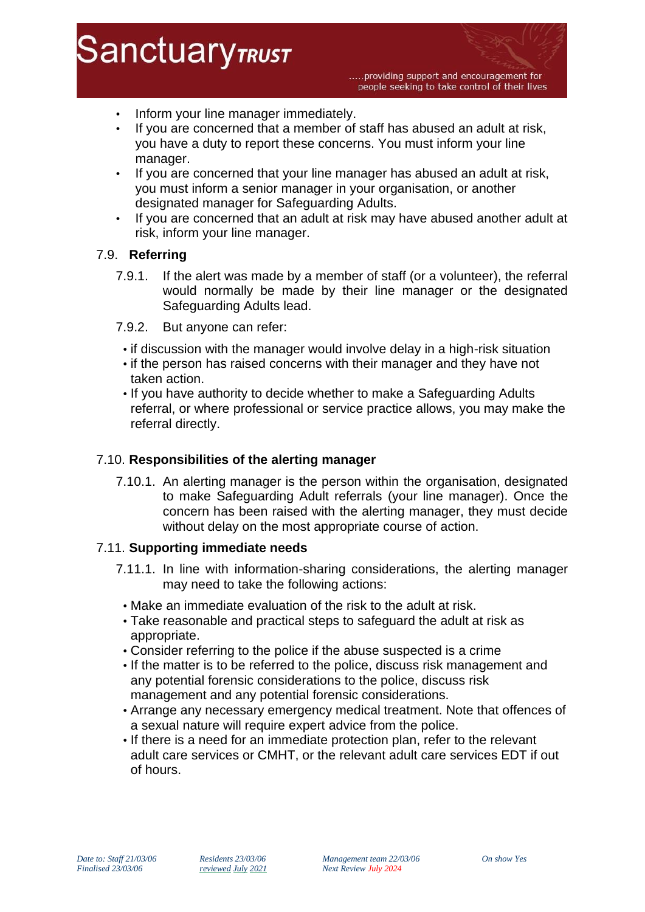- Inform your line manager immediately.
- If you are concerned that a member of staff has abused an adult at risk, you have a duty to report these concerns. You must inform your line manager.
- If you are concerned that your line manager has abused an adult at risk, you must inform a senior manager in your organisation, or another designated manager for Safeguarding Adults.
- If you are concerned that an adult at risk may have abused another adult at risk, inform your line manager.

### 7.9. Referring

7.9.1. If the alert was made by a member of staff (or a volunteer), the referral would normally be made by their line manager or the designated Safeguarding Adults lead.

7.9.2. But anyone can refer:

- if discussion with the manager would involve delay in a high-risk situation
- if the person has raised concerns with their manager and they have not taken action.
- If you have authority to decide whether to make a Safeguarding Adults referral, or where professional or service practice allows, you may make the referral directly.

### 7.10. Responsibilities of the alerting manager

7.10.1. An alerting manager is the person within the organisation, designated to make Safeguarding Adult referrals (your line manager). Once the concern has been raised with the alerting manager, they must decide without delay on the most appropriate course of action.

### 7.11. Supporting immediate needs

7.11.1. In line with information-sharing considerations, the alerting manager may need to take the following actions:

- Make an immediate evaluation of the risk to the adult at risk.
- Take reasonable and practical steps to safeguard the adult at risk as appropriate.
- Consider referring to the police if the abuse suspected is a crime
- If the matter is to be referred to the police, discuss risk management and any potential forensic considerations to the police, discuss risk management and any potential forensic considerations.
- Arrange any necessary emergency medical treatment. Note that offences of a sexual nature will require expert advice from the police.
- If there is a need for an immediate protection plan, refer to the relevant adult care services or CMHT, or the relevant adult care services EDT if out of hours.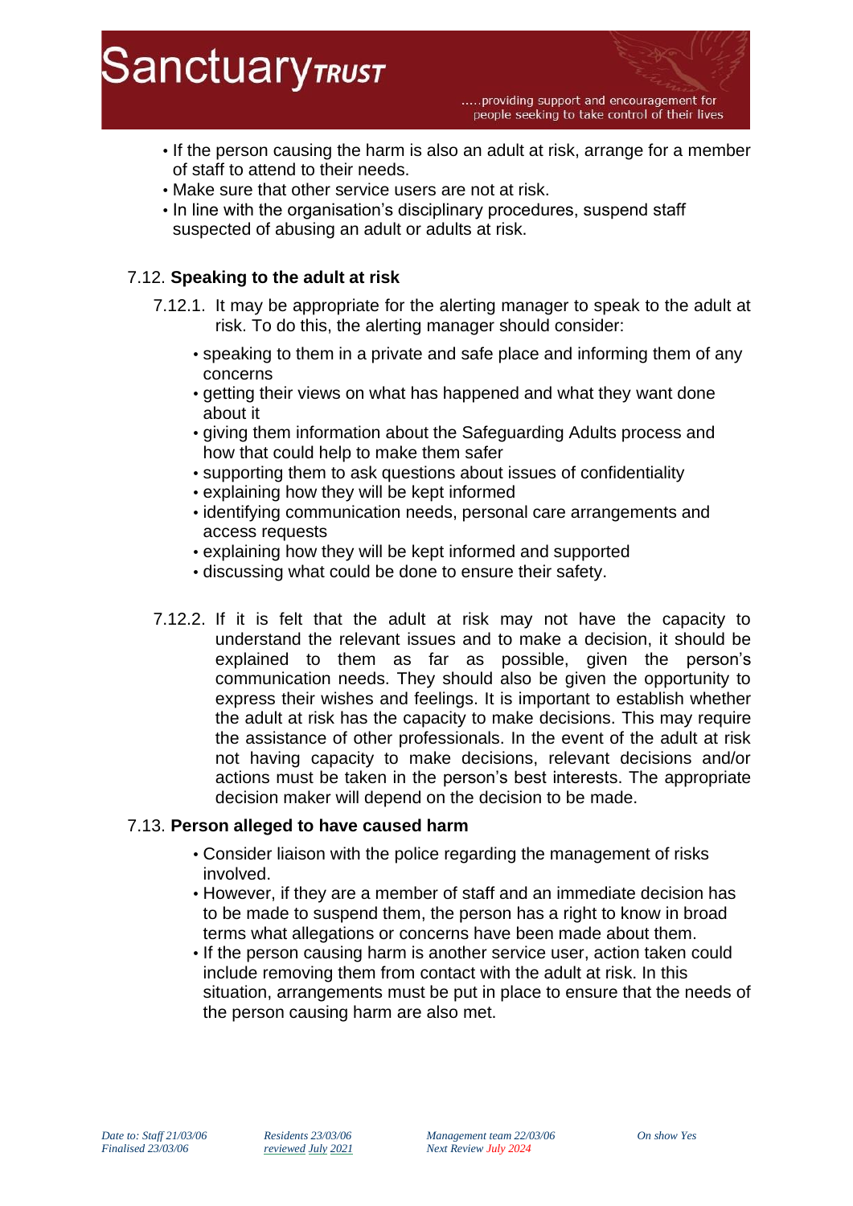- If the person causing the harm is also an adult at risk, arrange for a member of staff to attend to their needs.
- Make sure that other service users are not at risk.
- In line with the organisation's disciplinary procedures, suspend staff suspected of abusing an adult or adults at risk.

7.12. **Speaking to the adult at risk**

7.12.1. It may be appropriate for the alerting manager to speak to the adult at risk. To do this, the alerting manager should consider:

- speaking to them in a private and safe place and informing them of any concerns
- getting their views on what has happened and what they want done about it
- giving them information about the Safeguarding Adults process and how that could help to make them safer
- supporting them to ask questions about issues of confidentiality
- explaining how they will be kept informed
- identifying communication needs, personal care arrangements and access requests
- explaining how they will be kept informed and supported
- discussing what could be done to ensure their safety.

7.12.2. If it is felt that the adult at risk may not have the capacity to understand the relevant issues and to make a decision, it should be explained to them as far as possible, given the person's communication needs. They should also be given the opportunity to express their wishes and feelings. It is important to establish whether the adult at risk has the capacity to make decisions. This may require the assistance of other professionals. In the event of the adult at risk not having capacity to make decisions, relevant decisions and/or actions must be taken in the person's best interests. The appropriate decision maker will depend on the decision to be made.

7.13. **Person alleged to have caused harm**

- Consider liaison with the police regarding the management of risks involved.
- However, if they are a member of staff and an immediate decision has to be made to suspend them, the person has a right to know in broad terms what allegations or concerns have been made about them.
- If the person causing harm is another service user, action taken could include removing them from contact with the adult at risk. In this situation, arrangements must be put in place to ensure that the needs of the person causing harm are also met.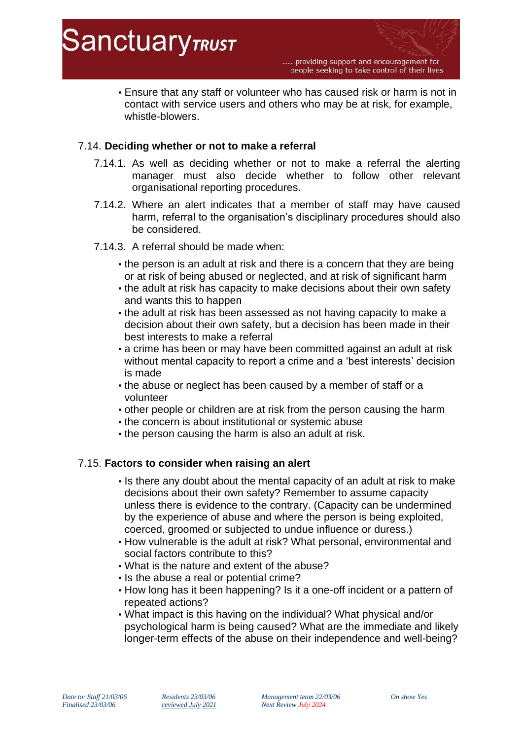- Ensure that any staff or volunteer who has caused risk or harm is not in contact with service users and others who may be at risk, for example, whistle-blowers.

7.14. **Deciding whether or not to make a referral**

7.14.1. As well as deciding whether or not to make a referral the alerting manager must also decide whether to follow other relevant organisational reporting procedures.

7.14.2. Where an alert indicates that a member of staff may have caused harm, referral to the organisation's disciplinary procedures should also be considered.

7.14.3. A referral should be made when:

- the person is an adult at risk and there is a concern that they are being or at risk of being abused or neglected, and at risk of significant harm
- the adult at risk has capacity to make decisions about their own safety and wants this to happen
- the adult at risk has been assessed as not having capacity to make a decision about their own safety, but a decision has been made in their best interests to make a referral
- a crime has been or may have been committed against an adult at risk without mental capacity to report a crime and a 'best interests' decision is made
- the abuse or neglect has been caused by a member of staff or a volunteer
- other people or children are at risk from the person causing the harm
- the concern is about institutional or systemic abuse
- the person causing the harm is also an adult at risk.

7.15. **Factors to consider when raising an alert**

- Is there any doubt about the mental capacity of an adult at risk to make decisions about their own safety? Remember to assume capacity unless there is evidence to the contrary. (Capacity can be undermined by the experience of abuse and where the person is being exploited, coerced, groomed or subjected to undue influence or duress.)
- How vulnerable is the adult at risk? What personal, environmental and social factors contribute to this?
- What is the nature and extent of the abuse?
- Is the abuse a real or potential crime?
- How long has it been happening? Is it a one-off incident or a pattern of repeated actions?
- What impact is this having on the individual? What physical and/or psychological harm is being caused? What are the immediate and likely longer-term effects of the abuse on their independence and well-being?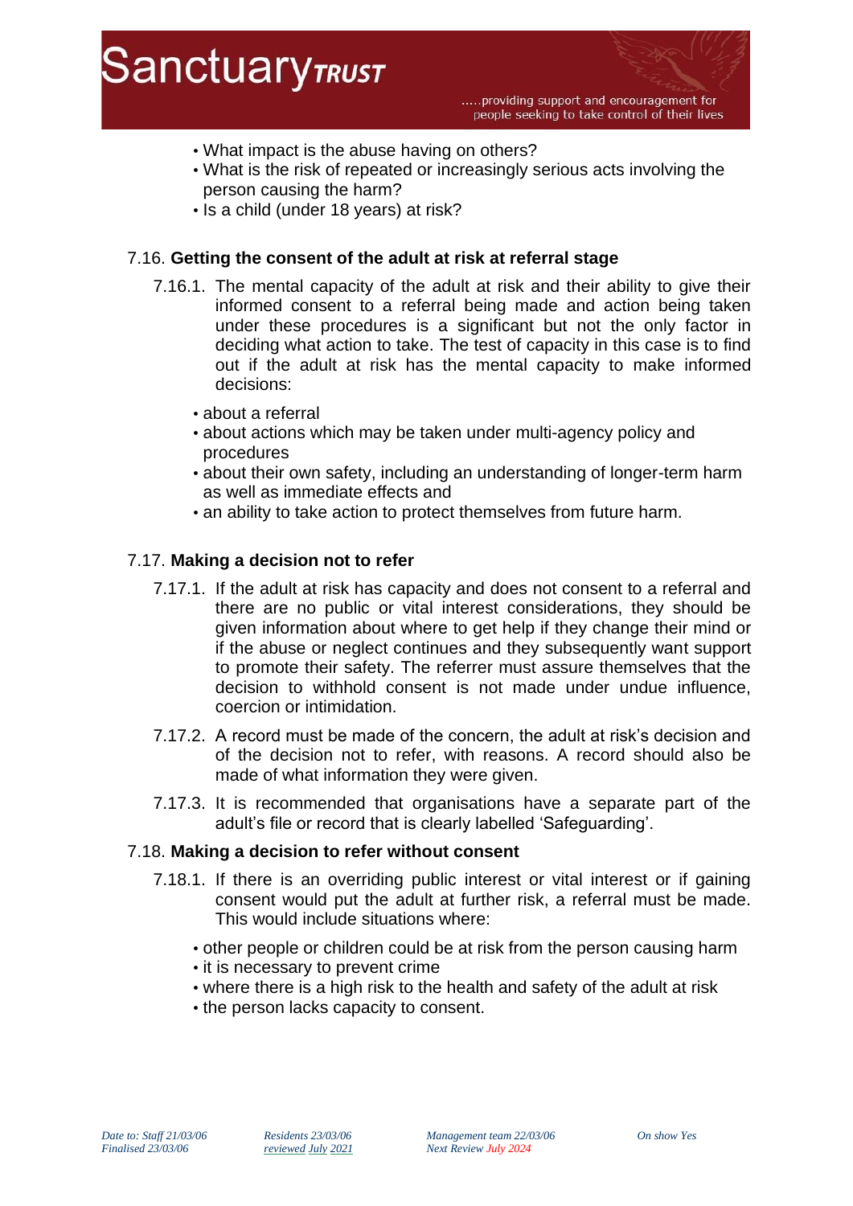- What impact is the abuse having on others?
- What is the risk of repeated or increasingly serious acts involving the person causing the harm?
- Is a child (under 18 years) at risk?

### 7.16. **Getting the consent of the adult at risk at referral stage**

7.16.1. The mental capacity of the adult at risk and their ability to give their informed consent to a referral being made and action being taken under these procedures is a significant but not the only factor in deciding what action to take. The test of capacity in this case is to find out if the adult at risk has the mental capacity to make informed decisions:

- about a referral
- about actions which may be taken under multi-agency policy and procedures
- about their own safety, including an understanding of longer-term harm as well as immediate effects and
- an ability to take action to protect themselves from future harm.

### 7.17. **Making a decision not to refer**

7.17.1. If the adult at risk has capacity and does not consent to a referral and there are no public or vital interest considerations, they should be given information about where to get help if they change their mind or if the abuse or neglect continues and they subsequently want support to promote their safety. The referrer must assure themselves that the decision to withhold consent is not made under undue influence, coercion or intimidation.

7.17.2. A record must be made of the concern, the adult at risk's decision and of the decision not to refer, with reasons. A record should also be made of what information they were given.

7.17.3. It is recommended that organisations have a separate part of the adult's file or record that is clearly labelled 'Safeguarding'.

### 7.18. **Making a decision to refer without consent**

7.18.1. If there is an overriding public interest or vital interest or if gaining consent would put the adult at further risk, a referral must be made. This would include situations where:

- other people or children could be at risk from the person causing harm
- it is necessary to prevent crime
- where there is a high risk to the health and safety of the adult at risk
- the person lacks capacity to consent.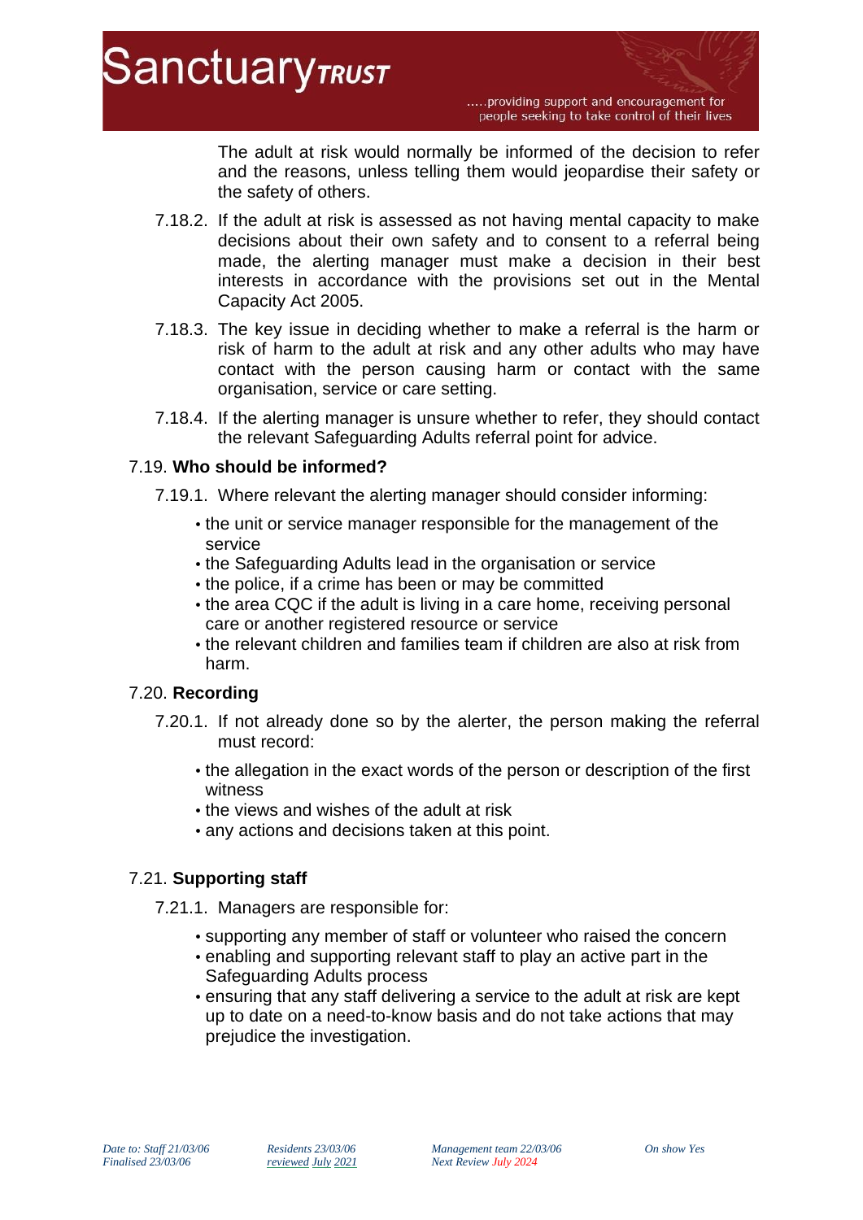The adult at risk would normally be informed of the decision to refer and the reasons, unless telling them would jeopardise their safety or the safety of others.

7.18.2. If the adult at risk is assessed as not having mental capacity to make decisions about their own safety and to consent to a referral being made, the alerting manager must make a decision in their best interests in accordance with the provisions set out in the Mental Capacity Act 2005.

7.18.3. The key issue in deciding whether to make a referral is the harm or risk of harm to the adult at risk and any other adults who may have contact with the person causing harm or contact with the same organisation, service or care setting.

7.18.4. If the alerting manager is unsure whether to refer, they should contact the relevant Safeguarding Adults referral point for advice.

7.19. **Who should be informed?**

7.19.1. Where relevant the alerting manager should consider informing:

- the unit or service manager responsible for the management of the service
- the Safeguarding Adults lead in the organisation or service
- the police, if a crime has been or may be committed
- the area CQC if the adult is living in a care home, receiving personal care or another registered resource or service
- the relevant children and families team if children are also at risk from harm.

7.20. **Recording**

7.20.1. If not already done so by the alerter, the person making the referral must record:

- the allegation in the exact words of the person or description of the first witness
- the views and wishes of the adult at risk
- any actions and decisions taken at this point.

7.21. **Supporting staff**

7.21.1. Managers are responsible for:

- supporting any member of staff or volunteer who raised the concern
- enabling and supporting relevant staff to play an active part in the Safeguarding Adults process
- ensuring that any staff delivering a service to the adult at risk are kept up to date on a need-to-know basis and do not take actions that may prejudice the investigation.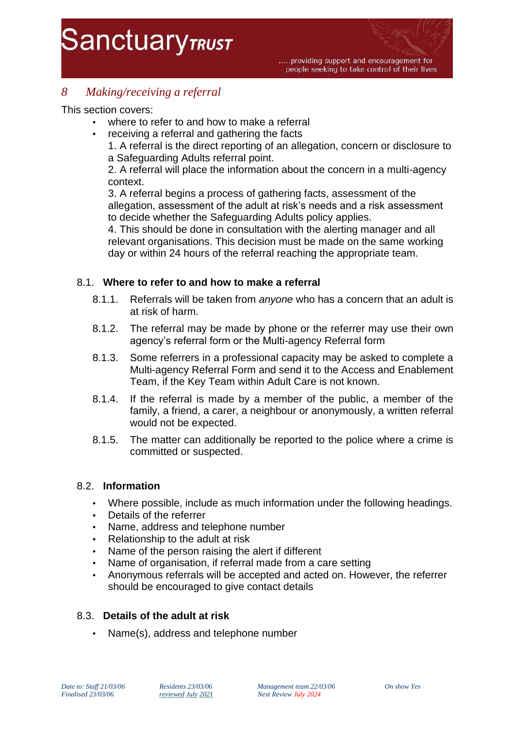## 8 Making/receiving a referral

This section covers:

- where to refer to and how to make a referral
- receiving a referral and gathering the facts

  1. A referral is the direct reporting of an allegation, concern or disclosure to a Safeguarding Adults referral point.
  2. A referral will place the information about the concern in a multi-agency context.
  3. A referral begins a process of gathering facts, assessment of the allegation, assessment of the adult at risk's needs and a risk assessment to decide whether the Safeguarding Adults policy applies.
  4. This should be done in consultation with the alerting manager and all relevant organisations. This decision must be made on the same working day or within 24 hours of the referral reaching the appropriate team.

### 8.1. Where to refer to and how to make a referral

8.1.1. Referrals will be taken from *anyone* who has a concern that an adult is at risk of harm.

8.1.2. The referral may be made by phone or the referrer may use their own agency's referral form or the Multi-agency Referral form

8.1.3. Some referrers in a professional capacity may be asked to complete a Multi-agency Referral Form and send it to the Access and Enablement Team, if the Key Team within Adult Care is not known.

8.1.4. If the referral is made by a member of the public, a member of the family, a friend, a carer, a neighbour or anonymously, a written referral would not be expected.

8.1.5. The matter can additionally be reported to the police where a crime is committed or suspected.

### 8.2. Information

- Where possible, include as much information under the following headings.
- Details of the referrer
- Name, address and telephone number
- Relationship to the adult at risk
- Name of the person raising the alert if different
- Name of organisation, if referral made from a care setting
- Anonymous referrals will be accepted and acted on. However, the referrer should be encouraged to give contact details

### 8.3. Details of the adult at risk

- Name(s), address and telephone number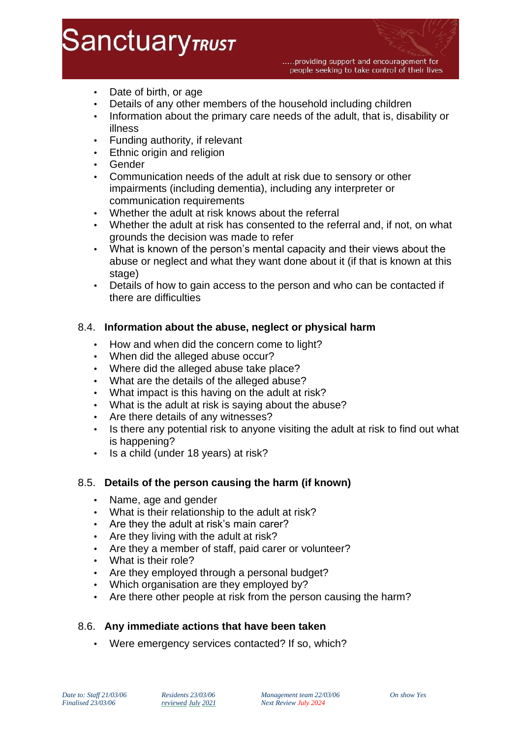- Date of birth, or age
- Details of any other members of the household including children
- Information about the primary care needs of the adult, that is, disability or illness
- Funding authority, if relevant
- Ethnic origin and religion
- Gender
- Communication needs of the adult at risk due to sensory or other impairments (including dementia), including any interpreter or communication requirements
- Whether the adult at risk knows about the referral
- Whether the adult at risk has consented to the referral and, if not, on what grounds the decision was made to refer
- What is known of the person's mental capacity and their views about the abuse or neglect and what they want done about it (if that is known at this stage)
- Details of how to gain access to the person and who can be contacted if there are difficulties

### 8.4. Information about the abuse, neglect or physical harm

- How and when did the concern come to light?
- When did the alleged abuse occur?
- Where did the alleged abuse take place?
- What are the details of the alleged abuse?
- What impact is this having on the adult at risk?
- What is the adult at risk is saying about the abuse?
- Are there details of any witnesses?
- Is there any potential risk to anyone visiting the adult at risk to find out what is happening?
- Is a child (under 18 years) at risk?

### 8.5. Details of the person causing the harm (if known)

- Name, age and gender
- What is their relationship to the adult at risk?
- Are they the adult at risk's main carer?
- Are they living with the adult at risk?
- Are they a member of staff, paid carer or volunteer?
- What is their role?
- Are they employed through a personal budget?
- Which organisation are they employed by?
- Are there other people at risk from the person causing the harm?

### 8.6. Any immediate actions that have been taken

- Were emergency services contacted? If so, which?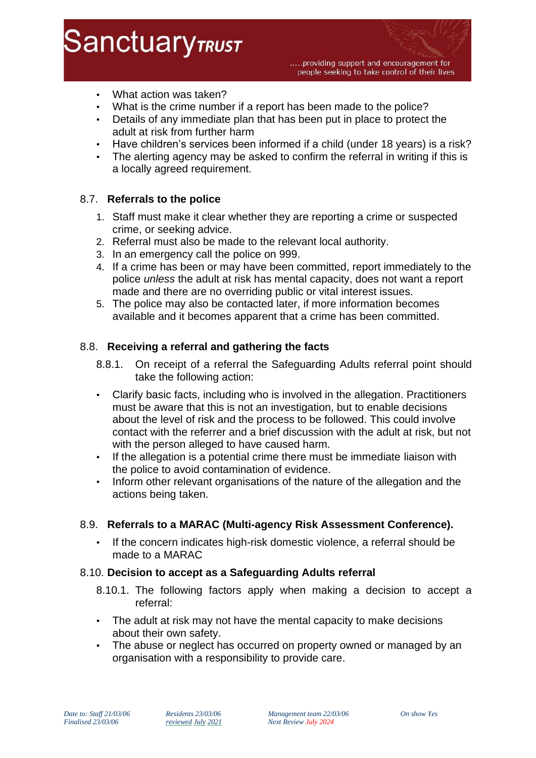- What action was taken?
- What is the crime number if a report has been made to the police?
- Details of any immediate plan that has been put in place to protect the adult at risk from further harm
- Have children's services been informed if a child (under 18 years) is a risk?
- The alerting agency may be asked to confirm the referral in writing if this is a locally agreed requirement.

### 8.7. Referrals to the police

1. Staff must make it clear whether they are reporting a crime or suspected crime, or seeking advice.
2. Referral must also be made to the relevant local authority.
3. In an emergency call the police on 999.
4. If a crime has been or may have been committed, report immediately to the police *unless* the adult at risk has mental capacity, does not want a report made and there are no overriding public or vital interest issues.
5. The police may also be contacted later, if more information becomes available and it becomes apparent that a crime has been committed.

### 8.8. Receiving a referral and gathering the facts

8.8.1. On receipt of a referral the Safeguarding Adults referral point should take the following action:

- Clarify basic facts, including who is involved in the allegation. Practitioners must be aware that this is not an investigation, but to enable decisions about the level of risk and the process to be followed. This could involve contact with the referrer and a brief discussion with the adult at risk, but not with the person alleged to have caused harm.
- If the allegation is a potential crime there must be immediate liaison with the police to avoid contamination of evidence.
- Inform other relevant organisations of the nature of the allegation and the actions being taken.

### 8.9. Referrals to a MARAC (Multi-agency Risk Assessment Conference).

- If the concern indicates high-risk domestic violence, a referral should be made to a MARAC

### 8.10. Decision to accept as a Safeguarding Adults referral

8.10.1. The following factors apply when making a decision to accept a referral:

- The adult at risk may not have the mental capacity to make decisions about their own safety.
- The abuse or neglect has occurred on property owned or managed by an organisation with a responsibility to provide care.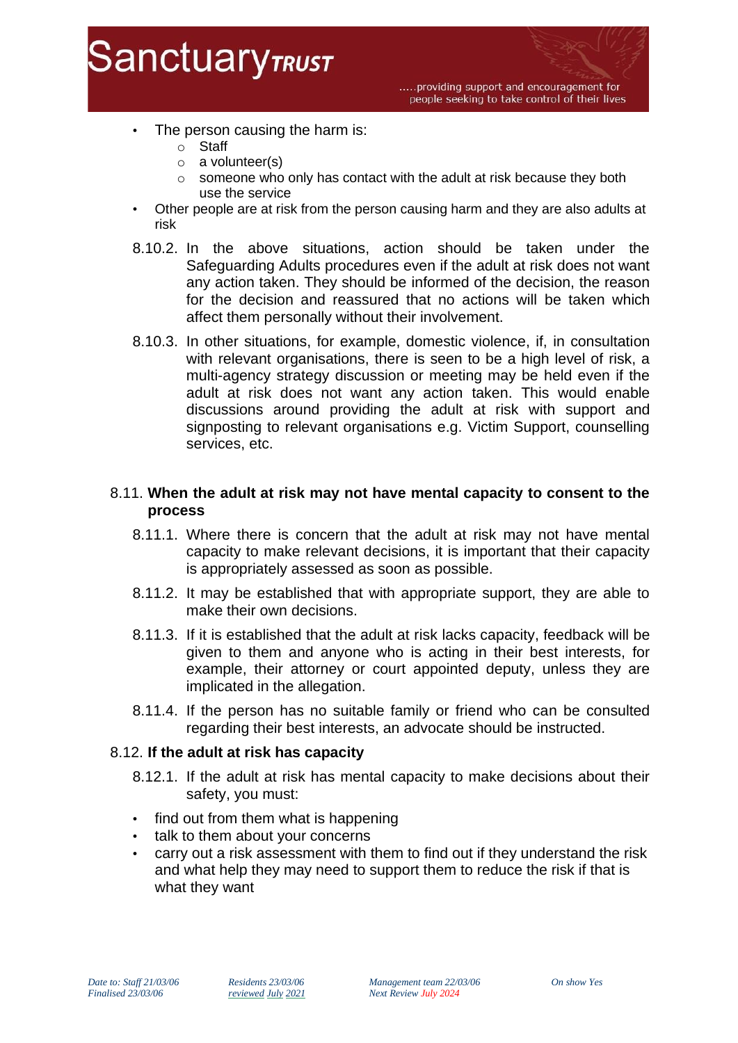- The person causing the harm is:
  - Staff
  - a volunteer(s)
  - someone who only has contact with the adult at risk because they both use the service
- Other people are at risk from the person causing harm and they are also adults at risk

8.10.2. In the above situations, action should be taken under the Safeguarding Adults procedures even if the adult at risk does not want any action taken. They should be informed of the decision, the reason for the decision and reassured that no actions will be taken which affect them personally without their involvement.

8.10.3. In other situations, for example, domestic violence, if, in consultation with relevant organisations, there is seen to be a high level of risk, a multi-agency strategy discussion or meeting may be held even if the adult at risk does not want any action taken. This would enable discussions around providing the adult at risk with support and signposting to relevant organisations e.g. Victim Support, counselling services, etc.

### 8.11. When the adult at risk may not have mental capacity to consent to the process

8.11.1. Where there is concern that the adult at risk may not have mental capacity to make relevant decisions, it is important that their capacity is appropriately assessed as soon as possible.

8.11.2. It may be established that with appropriate support, they are able to make their own decisions.

8.11.3. If it is established that the adult at risk lacks capacity, feedback will be given to them and anyone who is acting in their best interests, for example, their attorney or court appointed deputy, unless they are implicated in the allegation.

8.11.4. If the person has no suitable family or friend who can be consulted regarding their best interests, an advocate should be instructed.

### 8.12. If the adult at risk has capacity

8.12.1. If the adult at risk has mental capacity to make decisions about their safety, you must:

- find out from them what is happening
- talk to them about your concerns
- carry out a risk assessment with them to find out if they understand the risk and what help they may need to support them to reduce the risk if that is what they want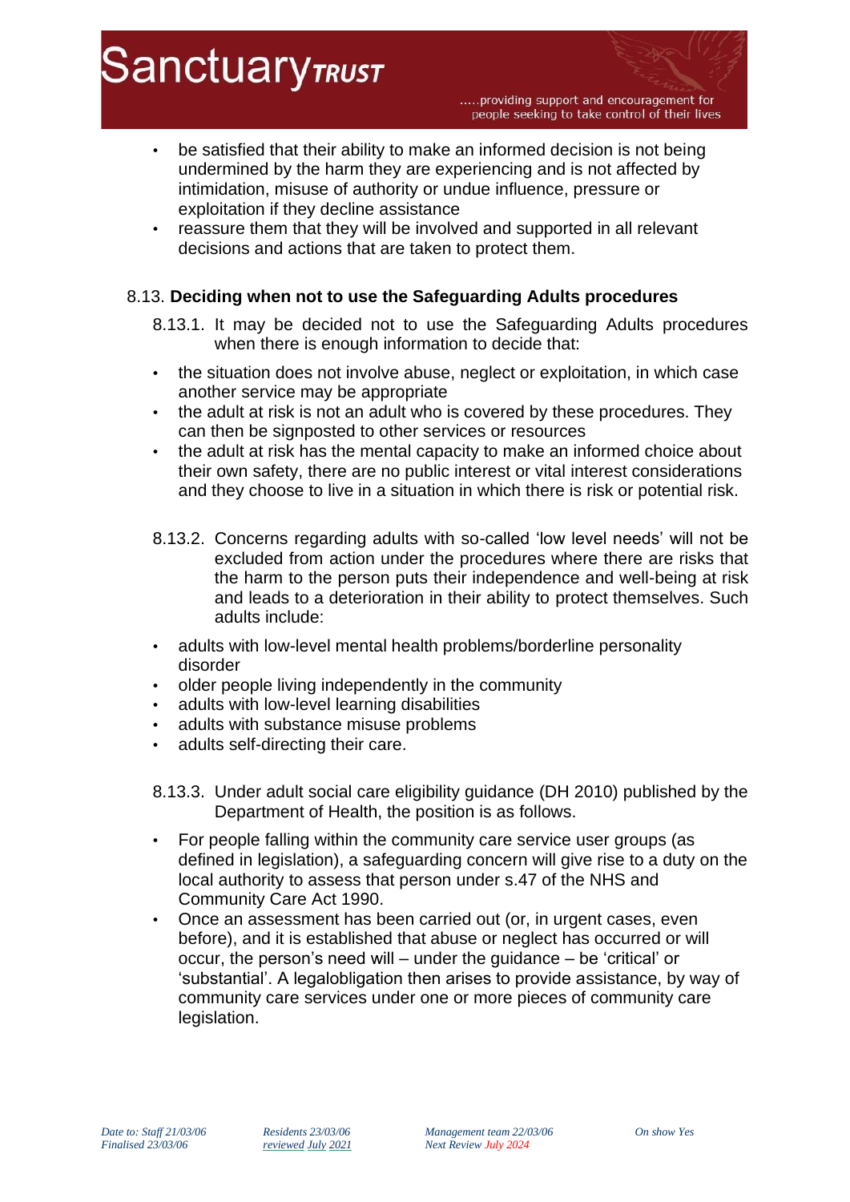- be satisfied that their ability to make an informed decision is not being undermined by the harm they are experiencing and is not affected by intimidation, misuse of authority or undue influence, pressure or exploitation if they decline assistance
- reassure them that they will be involved and supported in all relevant decisions and actions that are taken to protect them.

8.13. **Deciding when not to use the Safeguarding Adults procedures**

8.13.1. It may be decided not to use the Safeguarding Adults procedures when there is enough information to decide that:

- the situation does not involve abuse, neglect or exploitation, in which case another service may be appropriate
- the adult at risk is not an adult who is covered by these procedures. They can then be signposted to other services or resources
- the adult at risk has the mental capacity to make an informed choice about their own safety, there are no public interest or vital interest considerations and they choose to live in a situation in which there is risk or potential risk.

8.13.2. Concerns regarding adults with so-called 'low level needs' will not be excluded from action under the procedures where there are risks that the harm to the person puts their independence and well-being at risk and leads to a deterioration in their ability to protect themselves. Such adults include:

- adults with low-level mental health problems/borderline personality disorder
- older people living independently in the community
- adults with low-level learning disabilities
- adults with substance misuse problems
- adults self-directing their care.

8.13.3. Under adult social care eligibility guidance (DH 2010) published by the Department of Health, the position is as follows.

- For people falling within the community care service user groups (as defined in legislation), a safeguarding concern will give rise to a duty on the local authority to assess that person under s.47 of the NHS and Community Care Act 1990.
- Once an assessment has been carried out (or, in urgent cases, even before), and it is established that abuse or neglect has occurred or will occur, the person's need will – under the guidance – be 'critical' or 'substantial'. A legalobligation then arises to provide assistance, by way of community care services under one or more pieces of community care legislation.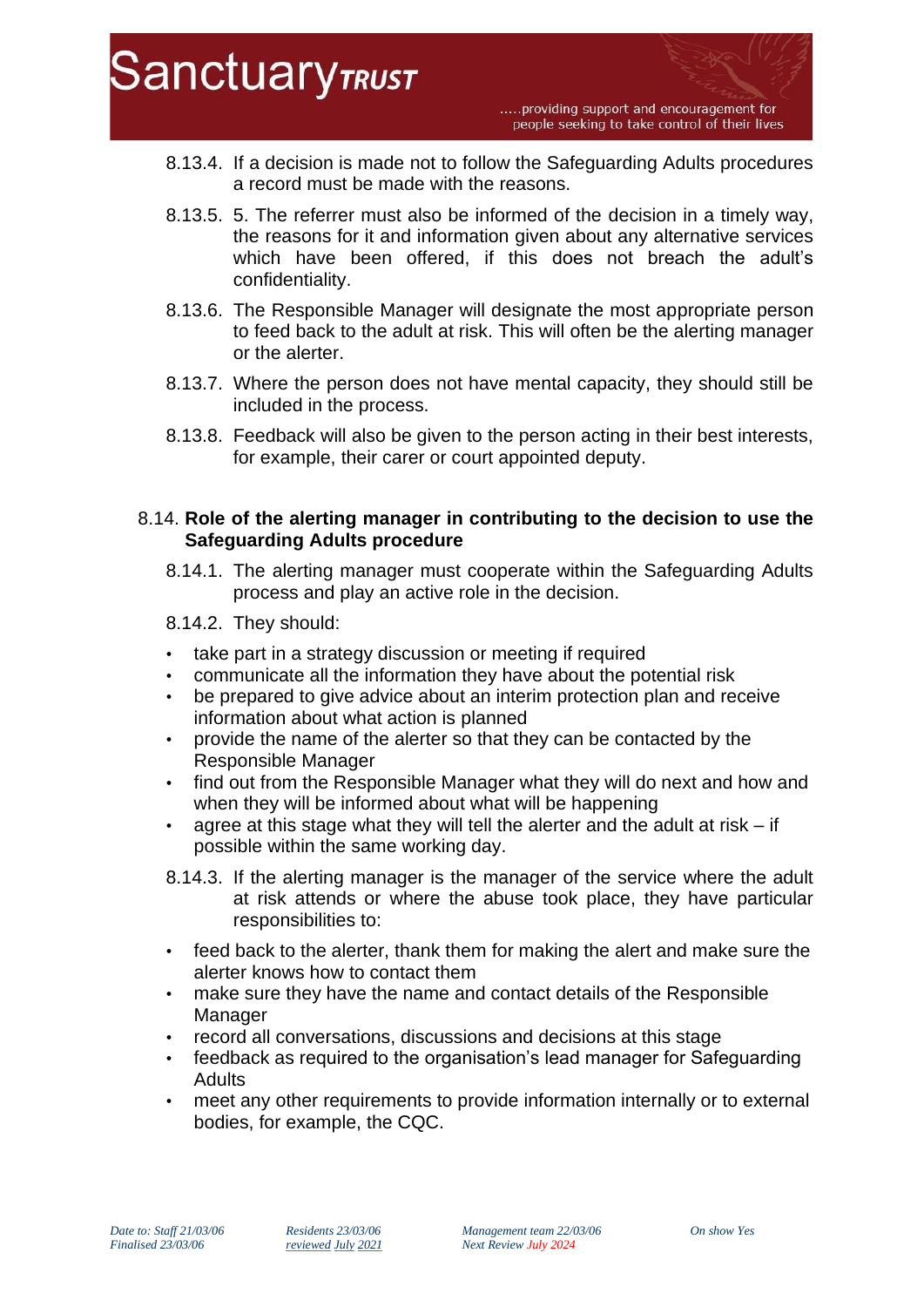8.13.4. If a decision is made not to follow the Safeguarding Adults procedures a record must be made with the reasons.

8.13.5. 5. The referrer must also be informed of the decision in a timely way, the reasons for it and information given about any alternative services which have been offered, if this does not breach the adult's confidentiality.

8.13.6. The Responsible Manager will designate the most appropriate person to feed back to the adult at risk. This will often be the alerting manager or the alerter.

8.13.7. Where the person does not have mental capacity, they should still be included in the process.

8.13.8. Feedback will also be given to the person acting in their best interests, for example, their carer or court appointed deputy.

8.14. **Role of the alerting manager in contributing to the decision to use the Safeguarding Adults procedure**

8.14.1. The alerting manager must cooperate within the Safeguarding Adults process and play an active role in the decision.

8.14.2. They should:

- take part in a strategy discussion or meeting if required
- communicate all the information they have about the potential risk
- be prepared to give advice about an interim protection plan and receive information about what action is planned
- provide the name of the alerter so that they can be contacted by the Responsible Manager
- find out from the Responsible Manager what they will do next and how and when they will be informed about what will be happening
- agree at this stage what they will tell the alerter and the adult at risk – if possible within the same working day.

8.14.3. If the alerting manager is the manager of the service where the adult at risk attends or where the abuse took place, they have particular responsibilities to:

- feed back to the alerter, thank them for making the alert and make sure the alerter knows how to contact them
- make sure they have the name and contact details of the Responsible Manager
- record all conversations, discussions and decisions at this stage
- feedback as required to the organisation's lead manager for Safeguarding Adults
- meet any other requirements to provide information internally or to external bodies, for example, the CQC.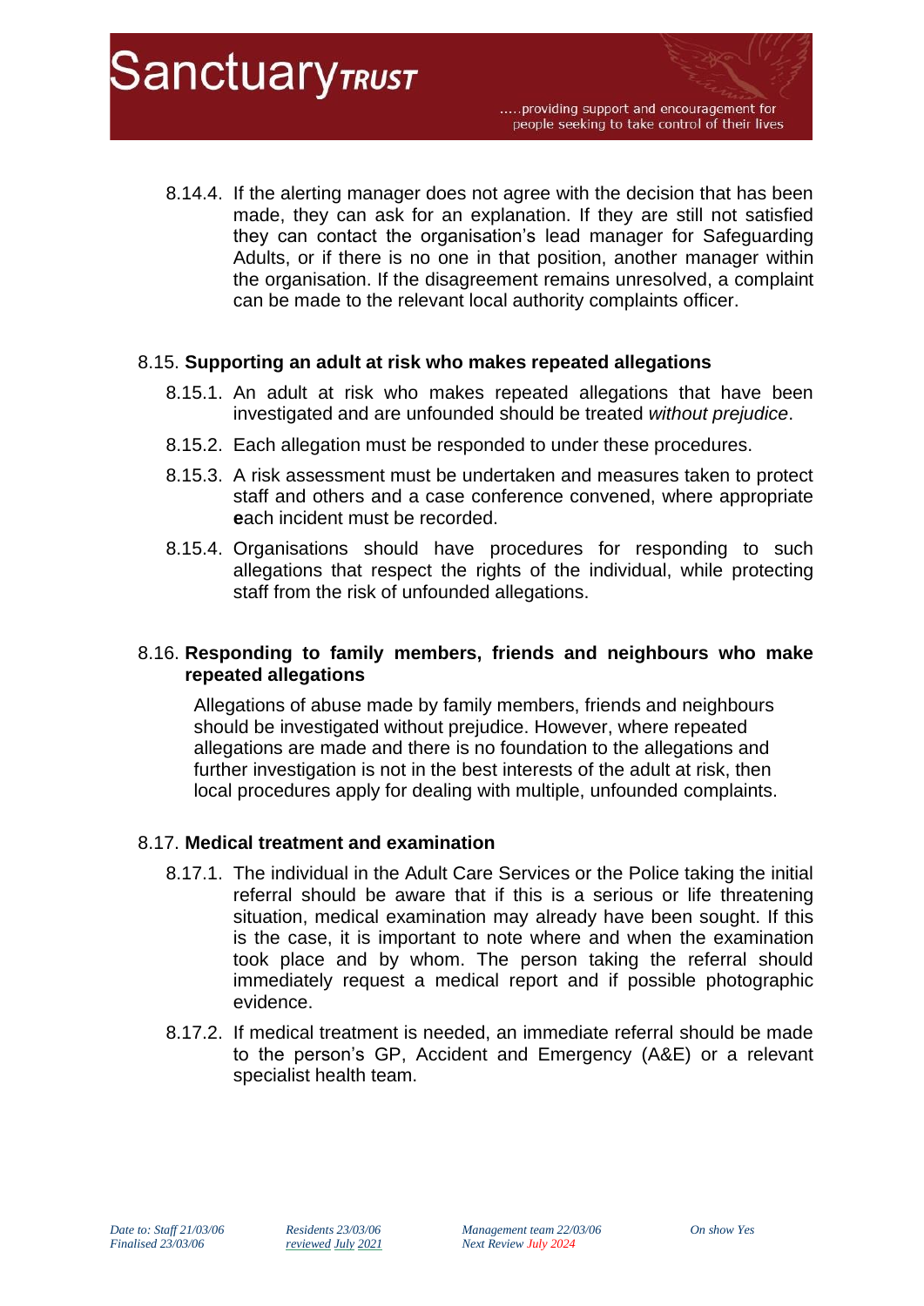8.14.4. If the alerting manager does not agree with the decision that has been made, they can ask for an explanation. If they are still not satisfied they can contact the organisation's lead manager for Safeguarding Adults, or if there is no one in that position, another manager within the organisation. If the disagreement remains unresolved, a complaint can be made to the relevant local authority complaints officer.

### 8.15. **Supporting an adult at risk who makes repeated allegations**

8.15.1. An adult at risk who makes repeated allegations that have been investigated and are unfounded should be treated *without prejudice*.

8.15.2. Each allegation must be responded to under these procedures.

8.15.3. A risk assessment must be undertaken and measures taken to protect staff and others and a case conference convened, where appropriate **e**ach incident must be recorded.

8.15.4. Organisations should have procedures for responding to such allegations that respect the rights of the individual, while protecting staff from the risk of unfounded allegations.

### 8.16. **Responding to family members, friends and neighbours who make repeated allegations**

Allegations of abuse made by family members, friends and neighbours should be investigated without prejudice. However, where repeated allegations are made and there is no foundation to the allegations and further investigation is not in the best interests of the adult at risk, then local procedures apply for dealing with multiple, unfounded complaints.

### 8.17. **Medical treatment and examination**

8.17.1. The individual in the Adult Care Services or the Police taking the initial referral should be aware that if this is a serious or life threatening situation, medical examination may already have been sought. If this is the case, it is important to note where and when the examination took place and by whom. The person taking the referral should immediately request a medical report and if possible photographic evidence.

8.17.2. If medical treatment is needed, an immediate referral should be made to the person's GP, Accident and Emergency (A&E) or a relevant specialist health team.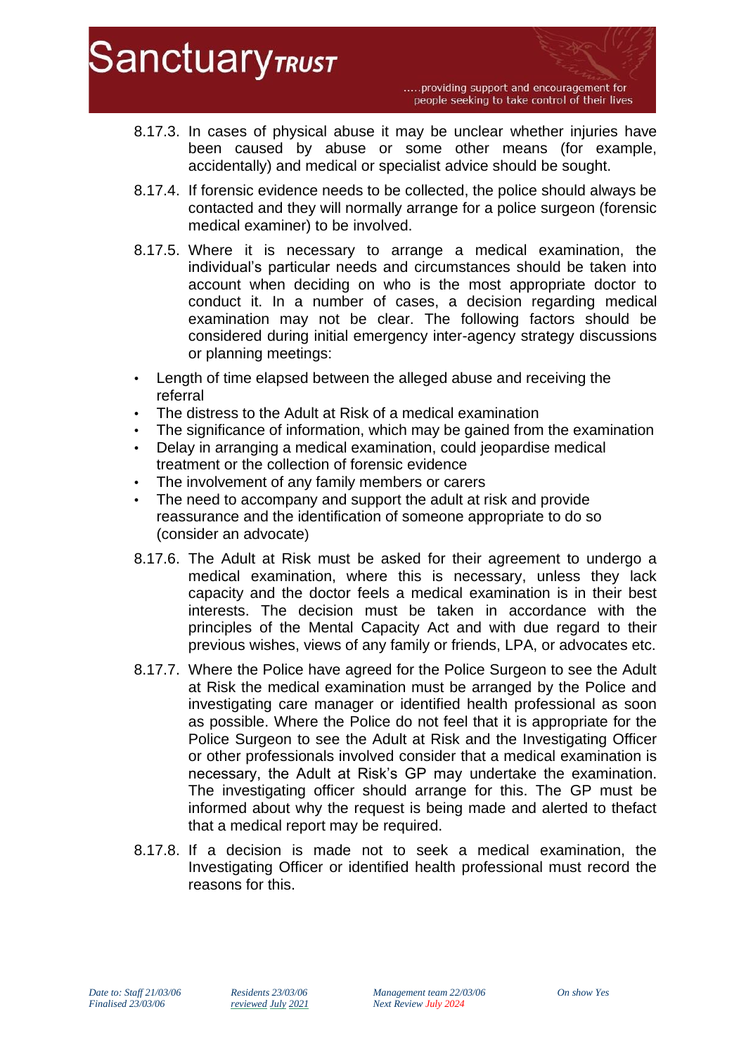8.17.3. In cases of physical abuse it may be unclear whether injuries have been caused by abuse or some other means (for example, accidentally) and medical or specialist advice should be sought.

8.17.4. If forensic evidence needs to be collected, the police should always be contacted and they will normally arrange for a police surgeon (forensic medical examiner) to be involved.

8.17.5. Where it is necessary to arrange a medical examination, the individual's particular needs and circumstances should be taken into account when deciding on who is the most appropriate doctor to conduct it. In a number of cases, a decision regarding medical examination may not be clear. The following factors should be considered during initial emergency inter-agency strategy discussions or planning meetings:

- Length of time elapsed between the alleged abuse and receiving the referral
- The distress to the Adult at Risk of a medical examination
- The significance of information, which may be gained from the examination
- Delay in arranging a medical examination, could jeopardise medical treatment or the collection of forensic evidence
- The involvement of any family members or carers
- The need to accompany and support the adult at risk and provide reassurance and the identification of someone appropriate to do so (consider an advocate)

8.17.6. The Adult at Risk must be asked for their agreement to undergo a medical examination, where this is necessary, unless they lack capacity and the doctor feels a medical examination is in their best interests. The decision must be taken in accordance with the principles of the Mental Capacity Act and with due regard to their previous wishes, views of any family or friends, LPA, or advocates etc.

8.17.7. Where the Police have agreed for the Police Surgeon to see the Adult at Risk the medical examination must be arranged by the Police and investigating care manager or identified health professional as soon as possible. Where the Police do not feel that it is appropriate for the Police Surgeon to see the Adult at Risk and the Investigating Officer or other professionals involved consider that a medical examination is necessary, the Adult at Risk's GP may undertake the examination. The investigating officer should arrange for this. The GP must be informed about why the request is being made and alerted to thefact that a medical report may be required.

8.17.8. If a decision is made not to seek a medical examination, the Investigating Officer or identified health professional must record the reasons for this.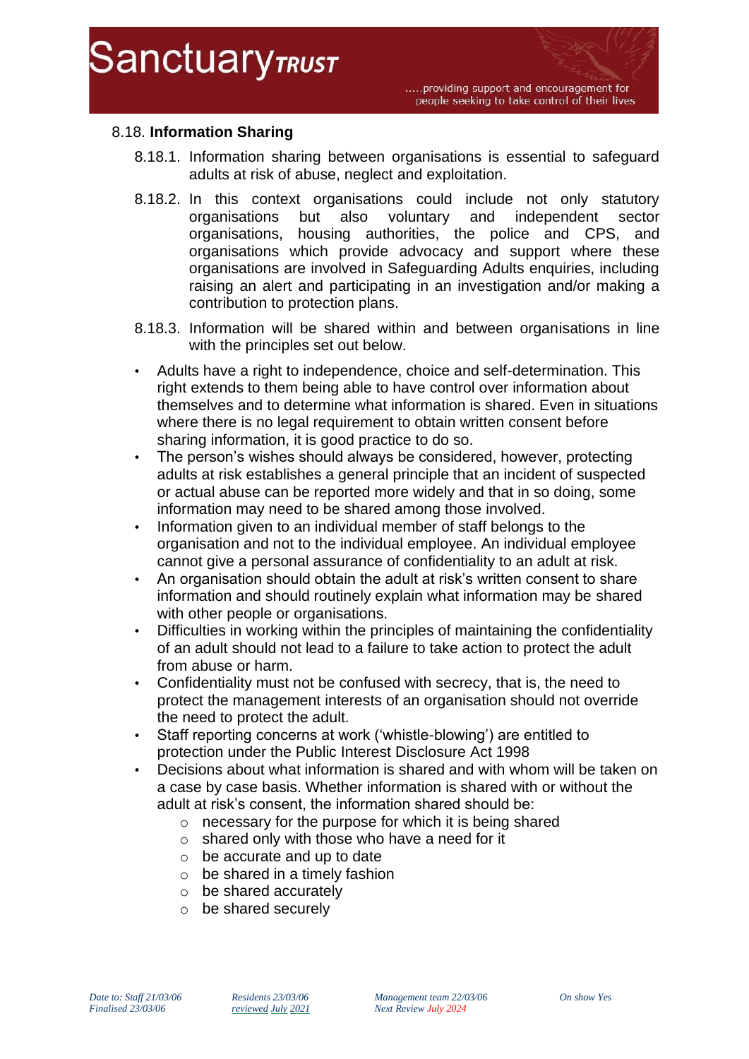## 8.18. **Information Sharing**

8.18.1. Information sharing between organisations is essential to safeguard adults at risk of abuse, neglect and exploitation.

8.18.2. In this context organisations could include not only statutory organisations but also voluntary and independent sector organisations, housing authorities, the police and CPS, and organisations which provide advocacy and support where these organisations are involved in Safeguarding Adults enquiries, including raising an alert and participating in an investigation and/or making a contribution to protection plans.

8.18.3. Information will be shared within and between organisations in line with the principles set out below.

- Adults have a right to independence, choice and self-determination. This right extends to them being able to have control over information about themselves and to determine what information is shared. Even in situations where there is no legal requirement to obtain written consent before sharing information, it is good practice to do so.
- The person's wishes should always be considered, however, protecting adults at risk establishes a general principle that an incident of suspected or actual abuse can be reported more widely and that in so doing, some information may need to be shared among those involved.
- Information given to an individual member of staff belongs to the organisation and not to the individual employee. An individual employee cannot give a personal assurance of confidentiality to an adult at risk.
- An organisation should obtain the adult at risk's written consent to share information and should routinely explain what information may be shared with other people or organisations.
- Difficulties in working within the principles of maintaining the confidentiality of an adult should not lead to a failure to take action to protect the adult from abuse or harm.
- Confidentiality must not be confused with secrecy, that is, the need to protect the management interests of an organisation should not override the need to protect the adult.
- Staff reporting concerns at work ('whistle-blowing') are entitled to protection under the Public Interest Disclosure Act 1998
- Decisions about what information is shared and with whom will be taken on a case by case basis. Whether information is shared with or without the adult at risk's consent, the information shared should be:
  - necessary for the purpose for which it is being shared
  - shared only with those who have a need for it
  - be accurate and up to date
  - be shared in a timely fashion
  - be shared accurately
  - be shared securely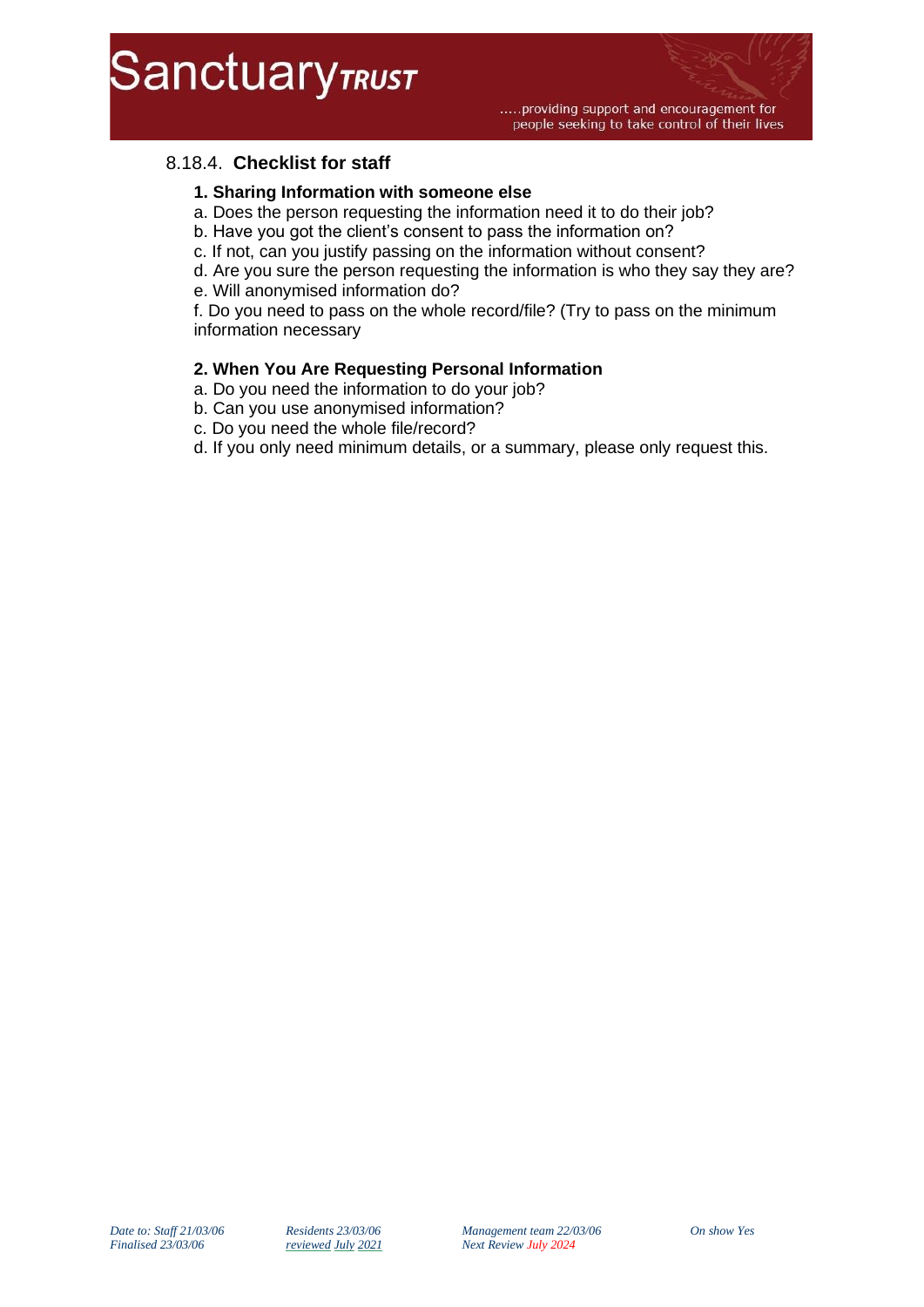### 8.18.4. Checklist for staff

**1. Sharing Information with someone else**

a. Does the person requesting the information need it to do their job?
b. Have you got the client's consent to pass the information on?
c. If not, can you justify passing on the information without consent?
d. Are you sure the person requesting the information is who they say they are?
e. Will anonymised information do?
f. Do you need to pass on the whole record/file? (Try to pass on the minimum information necessary

**2. When You Are Requesting Personal Information**

a. Do you need the information to do your job?
b. Can you use anonymised information?
c. Do you need the whole file/record?
d. If you only need minimum details, or a summary, please only request this.